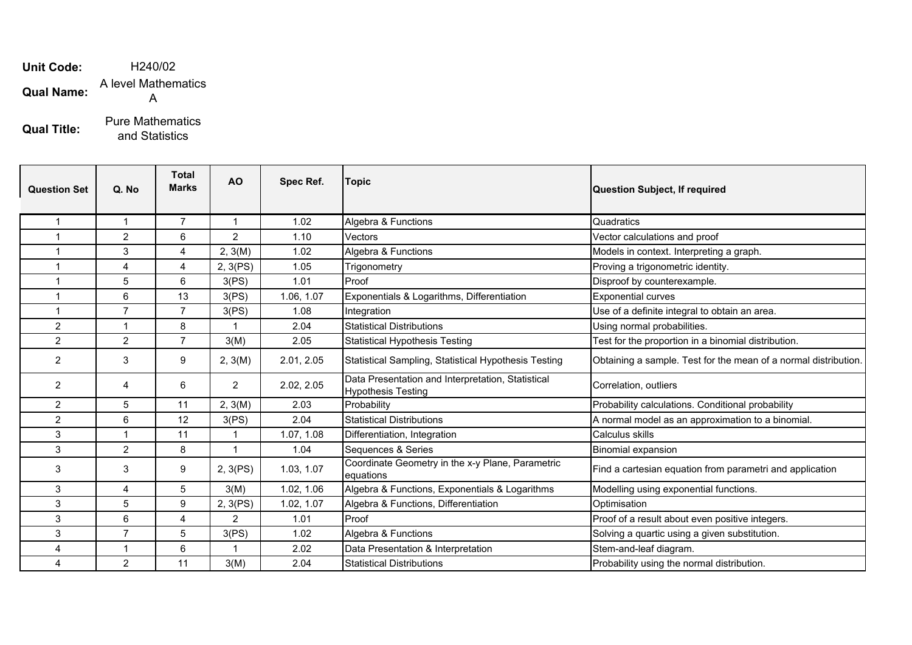**Unit Code:** H240/02

**Qual Name:** A level Mathematics A

**Qual Title:** Pure Mathematics and Statistics

| Question Set | Q. No | Total Marks | AO | Spec Ref. | Topic | Question Subject, If required |
|---|---|---|---|---|---|---|
| 1 | 1 | 7 | 1 | 1.02 | Algebra & Functions | Quadratics |
| 1 | 2 | 6 | 2 | 1.10 | Vectors | Vector calculations and proof |
| 1 | 3 | 4 | 2, 3(M) | 1.02 | Algebra & Functions | Models in context. Interpreting a graph. |
| 1 | 4 | 4 | 2, 3(PS) | 1.05 | Trigonometry | Proving a trigonometric identity. |
| 1 | 5 | 6 | 3(PS) | 1.01 | Proof | Disproof by counterexample. |
| 1 | 6 | 13 | 3(PS) | 1.06, 1.07 | Exponentials & Logarithms, Differentiation | Exponential curves |
| 1 | 7 | 7 | 3(PS) | 1.08 | Integration | Use of a definite integral to obtain an area. |
| 2 | 1 | 8 | 1 | 2.04 | Statistical Distributions | Using normal probabilities. |
| 2 | 2 | 7 | 3(M) | 2.05 | Statistical Hypothesis Testing | Test for the proportion in a binomial distribution. |
| 2 | 3 | 9 | 2, 3(M) | 2.01, 2.05 | Statistical Sampling, Statistical Hypothesis Testing | Obtaining a sample. Test for the mean of a normal distribution. |
| 2 | 4 | 6 | 2 | 2.02, 2.05 | Data Presentation and Interpretation, Statistical Hypothesis Testing | Correlation, outliers |
| 2 | 5 | 11 | 2, 3(M) | 2.03 | Probability | Probability calculations. Conditional probability |
| 2 | 6 | 12 | 3(PS) | 2.04 | Statistical Distributions | A normal model as an approximation to a binomial. |
| 3 | 1 | 11 | 1 | 1.07, 1.08 | Differentiation, Integration | Calculus skills |
| 3 | 2 | 8 | 1 | 1.04 | Sequences & Series | Binomial expansion |
| 3 | 3 | 9 | 2, 3(PS) | 1.03, 1.07 | Coordinate Geometry in the x-y Plane, Parametric equations | Find a cartesian equation from parametri and application |
| 3 | 4 | 5 | 3(M) | 1.02, 1.06 | Algebra & Functions, Exponentials & Logarithms | Modelling using exponential functions. |
| 3 | 5 | 9 | 2, 3(PS) | 1.02, 1.07 | Algebra & Functions, Differentiation | Optimisation |
| 3 | 6 | 4 | 2 | 1.01 | Proof | Proof of a result about even positive integers. |
| 3 | 7 | 5 | 3(PS) | 1.02 | Algebra & Functions | Solving a quartic using a given substitution. |
| 4 | 1 | 6 | 1 | 2.02 | Data Presentation & Interpretation | Stem-and-leaf diagram. |
| 4 | 2 | 11 | 3(M) | 2.04 | Statistical Distributions | Probability using the normal distribution. |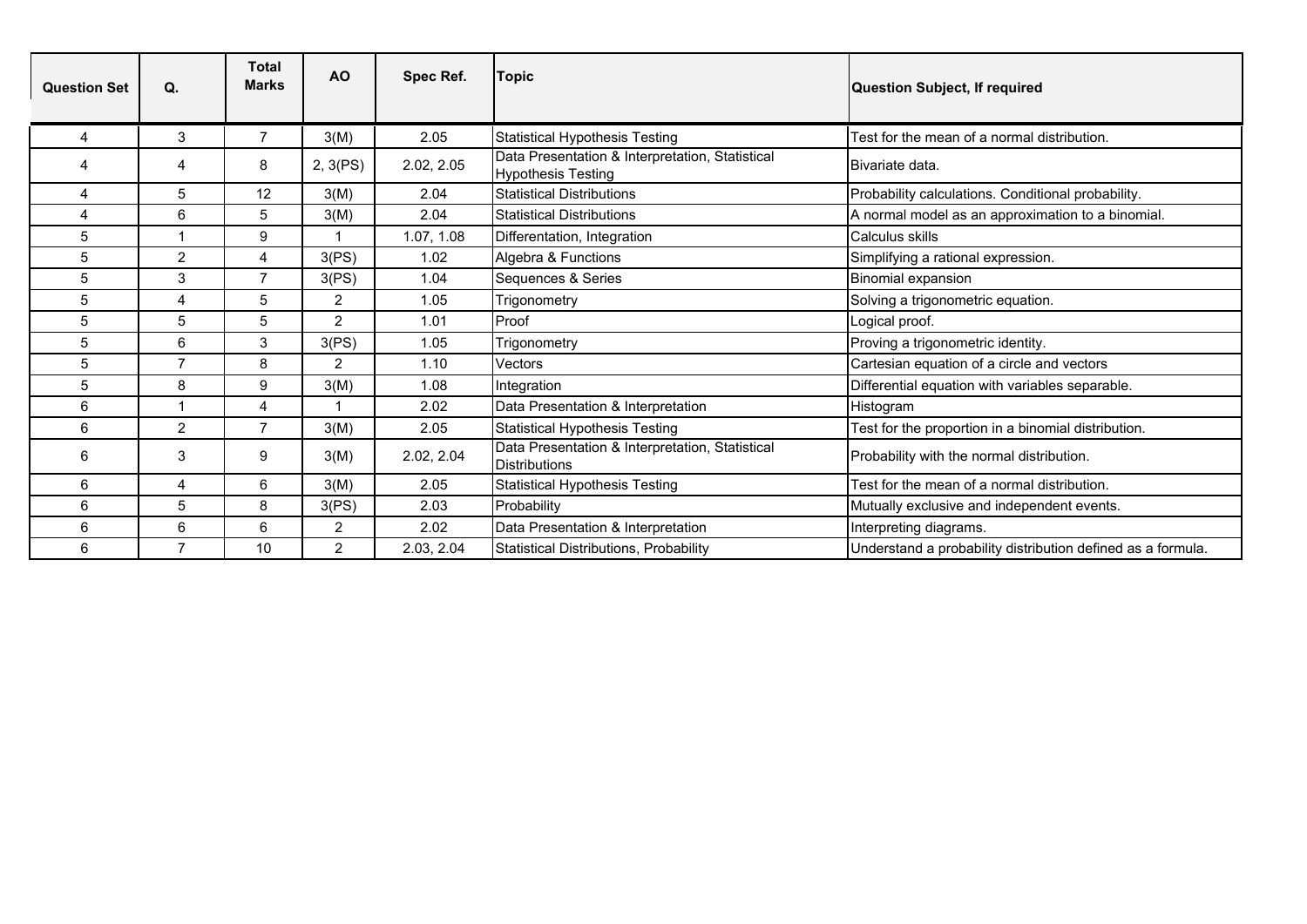| Question Set | Q. | Total Marks | AO | Spec Ref. | Topic | Question Subject, If required |
|---|---|---|---|---|---|---|
| 4 | 3 | 7 | 3(M) | 2.05 | Statistical Hypothesis Testing | Test for the mean of a normal distribution. |
| 4 | 4 | 8 | 2, 3(PS) | 2.02, 2.05 | Data Presentation & Interpretation, Statistical Hypothesis Testing | Bivariate data. |
| 4 | 5 | 12 | 3(M) | 2.04 | Statistical Distributions | Probability calculations. Conditional probability. |
| 4 | 6 | 5 | 3(M) | 2.04 | Statistical Distributions | A normal model as an approximation to a binomial. |
| 5 | 1 | 9 | 1 | 1.07, 1.08 | Differentation, Integration | Calculus skills |
| 5 | 2 | 4 | 3(PS) | 1.02 | Algebra & Functions | Simplifying a rational expression. |
| 5 | 3 | 7 | 3(PS) | 1.04 | Sequences & Series | Binomial expansion |
| 5 | 4 | 5 | 2 | 1.05 | Trigonometry | Solving a trigonometric equation. |
| 5 | 5 | 5 | 2 | 1.01 | Proof | Logical proof. |
| 5 | 6 | 3 | 3(PS) | 1.05 | Trigonometry | Proving a trigonometric identity. |
| 5 | 7 | 8 | 2 | 1.10 | Vectors | Cartesian equation of a circle and vectors |
| 5 | 8 | 9 | 3(M) | 1.08 | Integration | Differential equation with variables separable. |
| 6 | 1 | 4 | 1 | 2.02 | Data Presentation & Interpretation | Histogram |
| 6 | 2 | 7 | 3(M) | 2.05 | Statistical Hypothesis Testing | Test for the proportion in a binomial distribution. |
| 6 | 3 | 9 | 3(M) | 2.02, 2.04 | Data Presentation & Interpretation, Statistical Distributions | Probability with the normal distribution. |
| 6 | 4 | 6 | 3(M) | 2.05 | Statistical Hypothesis Testing | Test for the mean of a normal distribution. |
| 6 | 5 | 8 | 3(PS) | 2.03 | Probability | Mutually exclusive and independent events. |
| 6 | 6 | 6 | 2 | 2.02 | Data Presentation & Interpretation | Interpreting diagrams. |
| 6 | 7 | 10 | 2 | 2.03, 2.04 | Statistical Distributions, Probability | Understand a probability distribution defined as a formula. |